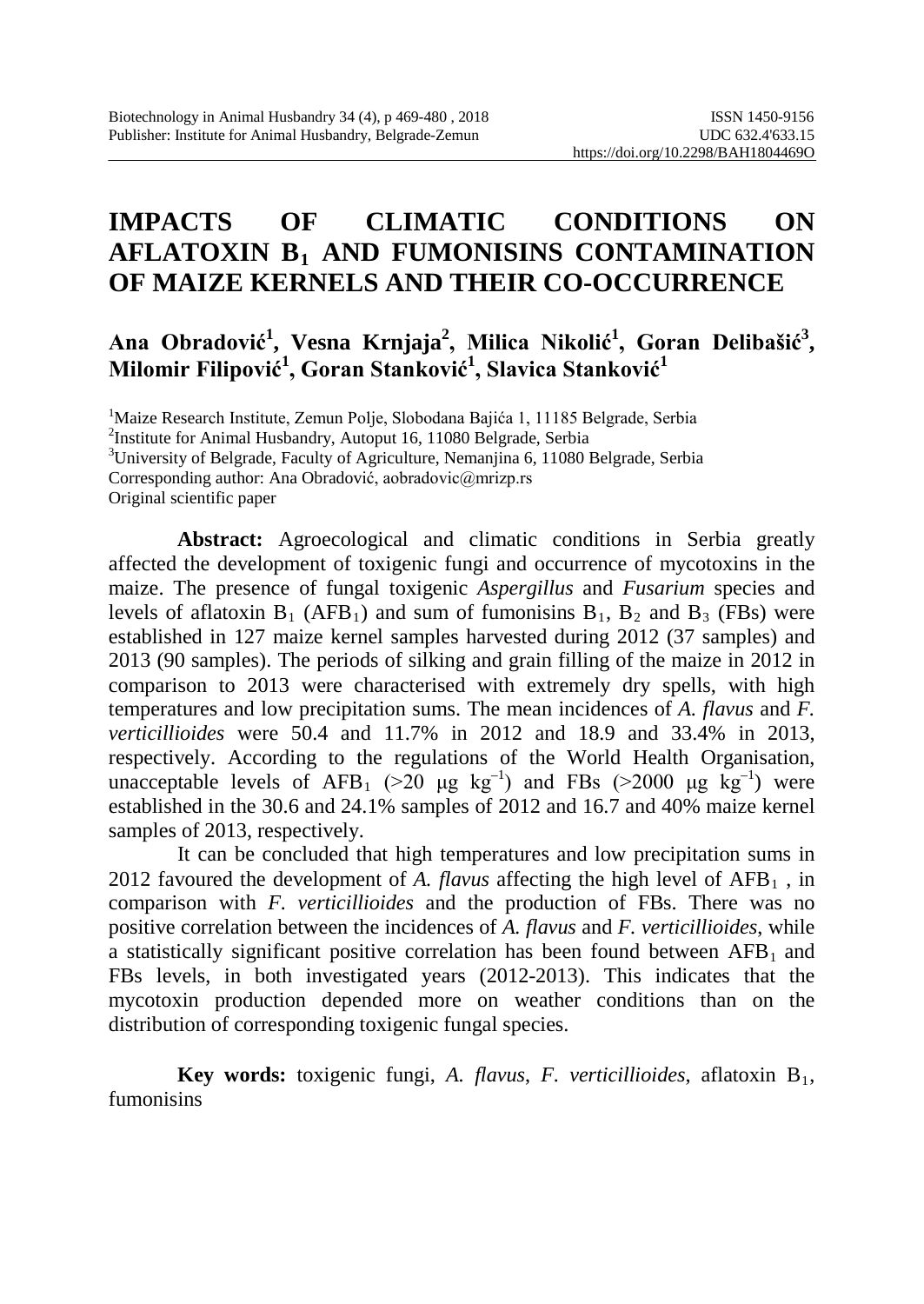# IMPACTS OF CLIMATIC CONDITIONS ON AFLATOXIN $B_1$ AND FUMONISINS CONTAMINATION OF MAIZE KERNELS AND THEIR CO-OCCURRENCE

**Ana Obradović[1], Vesna Krnjaja[2], Milica Nikolić[1], Goran Delibašić[3], Milomir Filipović[1], Goran Stanković[1], Slavica Stanković[1]**

[1]Maize Research Institute, Zemun Polje, Slobodana Bajića 1, 11185 Belgrade, Serbia
[2]Institute for Animal Husbandry, Autoput 16, 11080 Belgrade, Serbia
[3]University of Belgrade, Faculty of Agriculture, Nemanjina 6, 11080 Belgrade, Serbia
Corresponding author: Ana Obradović, aobradovic@mrizp.rs
Original scientific paper

**Abstract:** Agroecological and climatic conditions in Serbia greatly affected the development of toxigenic fungi and occurrence of mycotoxins in the maize. The presence of fungal toxigenic *Aspergillus* and *Fusarium* species and levels of aflatoxin $B_1$ ($AFB_1$) and sum of fumonisins $B_1$, $B_2$ and $B_3$ (FBs) were established in 127 maize kernel samples harvested during 2012 (37 samples) and 2013 (90 samples). The periods of silking and grain filling of the maize in 2012 in comparison to 2013 were characterised with extremely dry spells, with high temperatures and low precipitation sums. The mean incidences of *A. flavus* and *F. verticillioides* were 50.4 and 11.7% in 2012 and 18.9 and 33.4% in 2013, respectively. According to the regulations of the World Health Organisation, unacceptable levels of $AFB_1$ (>20 μg $kg^{-1}$) and FBs (>2000 μg $kg^{-1}$) were established in the 30.6 and 24.1% samples of 2012 and 16.7 and 40% maize kernel samples of 2013, respectively.

It can be concluded that high temperatures and low precipitation sums in 2012 favoured the development of *A. flavus* affecting the high level of $AFB_1$ , in comparison with *F. verticillioides* and the production of FBs. There was no positive correlation between the incidences of *A. flavus* and *F. verticillioides*, while a statistically significant positive correlation has been found between $AFB_1$ and FBs levels, in both investigated years (2012-2013). This indicates that the mycotoxin production depended more on weather conditions than on the distribution of corresponding toxigenic fungal species.

**Key words:** toxigenic fungi, *A. flavus*, *F. verticillioides*, aflatoxin $B_1$, fumonisins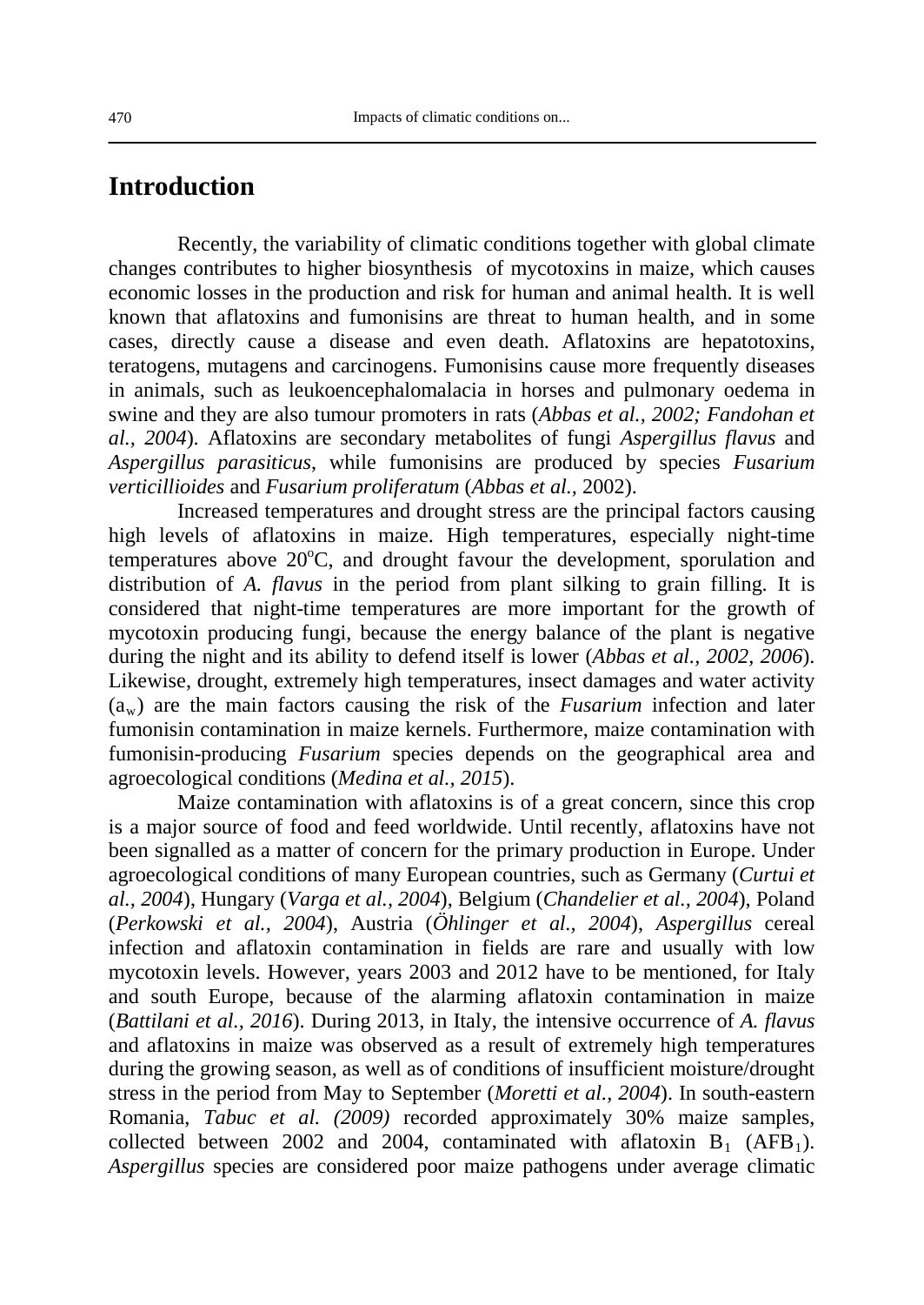## Introduction

Recently, the variability of climatic conditions together with global climate changes contributes to higher biosynthesis of mycotoxins in maize, which causes economic losses in the production and risk for human and animal health. It is well known that aflatoxins and fumonisins are threat to human health, and in some cases, directly cause a disease and even death. Aflatoxins are hepatotoxins, teratogens, mutagens and carcinogens. Fumonisins cause more frequently diseases in animals, such as leukoencephalomalacia in horses and pulmonary oedema in swine and they are also tumour promoters in rats (*Abbas et al., 2002; Fandohan et al., 2004*). Aflatoxins are secondary metabolites of fungi *Aspergillus flavus* and *Aspergillus parasiticus*, while fumonisins are produced by species *Fusarium verticillioides* and *Fusarium proliferatum* (*Abbas et al.,* 2002).

Increased temperatures and drought stress are the principal factors causing high levels of aflatoxins in maize. High temperatures, especially night-time temperatures above 20°C, and drought favour the development, sporulation and distribution of *A. flavus* in the period from plant silking to grain filling. It is considered that night-time temperatures are more important for the growth of mycotoxin producing fungi, because the energy balance of the plant is negative during the night and its ability to defend itself is lower (*Abbas et al., 2002, 2006*). Likewise, drought, extremely high temperatures, insect damages and water activity ($a_w$) are the main factors causing the risk of the *Fusarium* infection and later fumonisin contamination in maize kernels. Furthermore, maize contamination with fumonisin-producing *Fusarium* species depends on the geographical area and agroecological conditions (*Medina et al., 2015*).

Maize contamination with aflatoxins is of a great concern, since this crop is a major source of food and feed worldwide. Until recently, aflatoxins have not been signalled as a matter of concern for the primary production in Europe. Under agroecological conditions of many European countries, such as Germany (*Curtui et al., 2004*), Hungary (*Varga et al., 2004*), Belgium (*Chandelier et al., 2004*), Poland (*Perkowski et al., 2004*), Austria (*Öhlinger et al., 2004*), *Aspergillus* cereal infection and aflatoxin contamination in fields are rare and usually with low mycotoxin levels. However, years 2003 and 2012 have to be mentioned, for Italy and south Europe, because of the alarming aflatoxin contamination in maize (*Battilani et al., 2016*). During 2013, in Italy, the intensive occurrence of *A. flavus* and aflatoxins in maize was observed as a result of extremely high temperatures during the growing season, as well as of conditions of insufficient moisture/drought stress in the period from May to September (*Moretti et al., 2004*). In south-eastern Romania, *Tabuc et al. (2009)* recorded approximately 30% maize samples, collected between 2002 and 2004, contaminated with aflatoxin $B_1$ ($AFB_1$). *Aspergillus* species are considered poor maize pathogens under average climatic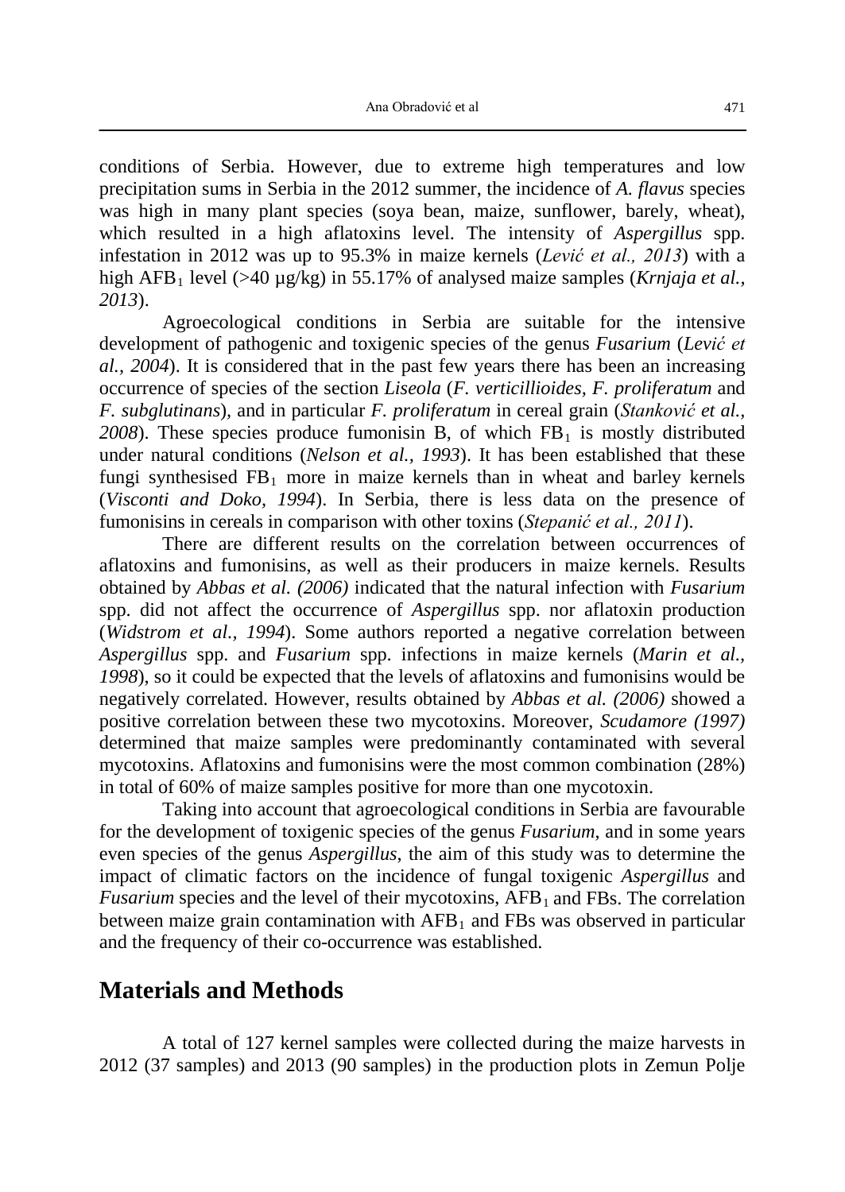conditions of Serbia. However, due to extreme high temperatures and low precipitation sums in Serbia in the 2012 summer, the incidence of *A. flavus* species was high in many plant species (soya bean, maize, sunflower, barely, wheat), which resulted in a high aflatoxins level. The intensity of *Aspergillus* spp. infestation in 2012 was up to 95.3% in maize kernels (*Lević et al., 2013*) with a high $AFB_1$ level (>40 µg/kg) in 55.17% of analysed maize samples (*Krnjaja et al., 2013*).

Agroecological conditions in Serbia are suitable for the intensive development of pathogenic and toxigenic species of the genus *Fusarium* (*Lević et al., 2004*). It is considered that in the past few years there has been an increasing occurrence of species of the section *Liseola* (*F. verticillioides, F. proliferatum* and *F. subglutinans*), and in particular *F. proliferatum* in cereal grain (*Stanković et al., 2008*). These species produce fumonisin B, of which $FB_1$ is mostly distributed under natural conditions (*Nelson et al., 1993*). It has been established that these fungi synthesised $FB_1$ more in maize kernels than in wheat and barley kernels (*Visconti and Doko, 1994*). In Serbia, there is less data on the presence of fumonisins in cereals in comparison with other toxins (*Stepanić et al., 2011*).

There are different results on the correlation between occurrences of aflatoxins and fumonisins, as well as their producers in maize kernels. Results obtained by *Abbas et al. (2006)* indicated that the natural infection with *Fusarium* spp. did not affect the occurrence of *Aspergillus* spp. nor aflatoxin production (*Widstrom et al., 1994*). Some authors reported a negative correlation between *Aspergillus* spp. and *Fusarium* spp. infections in maize kernels (*Marin et al., 1998*), so it could be expected that the levels of aflatoxins and fumonisins would be negatively correlated. However, results obtained by *Abbas et al. (2006)* showed a positive correlation between these two mycotoxins. Moreover, *Scudamore (1997)* determined that maize samples were predominantly contaminated with several mycotoxins. Aflatoxins and fumonisins were the most common combination (28%) in total of 60% of maize samples positive for more than one mycotoxin.

Taking into account that agroecological conditions in Serbia are favourable for the development of toxigenic species of the genus *Fusarium*, and in some years even species of the genus *Aspergillus*, the aim of this study was to determine the impact of climatic factors on the incidence of fungal toxigenic *Aspergillus* and *Fusarium* species and the level of their mycotoxins, $AFB_1$ and FBs. The correlation between maize grain contamination with $AFB_1$ and FBs was observed in particular and the frequency of their co-occurrence was established.

## Materials and Methods

A total of 127 kernel samples were collected during the maize harvests in 2012 (37 samples) and 2013 (90 samples) in the production plots in Zemun Polje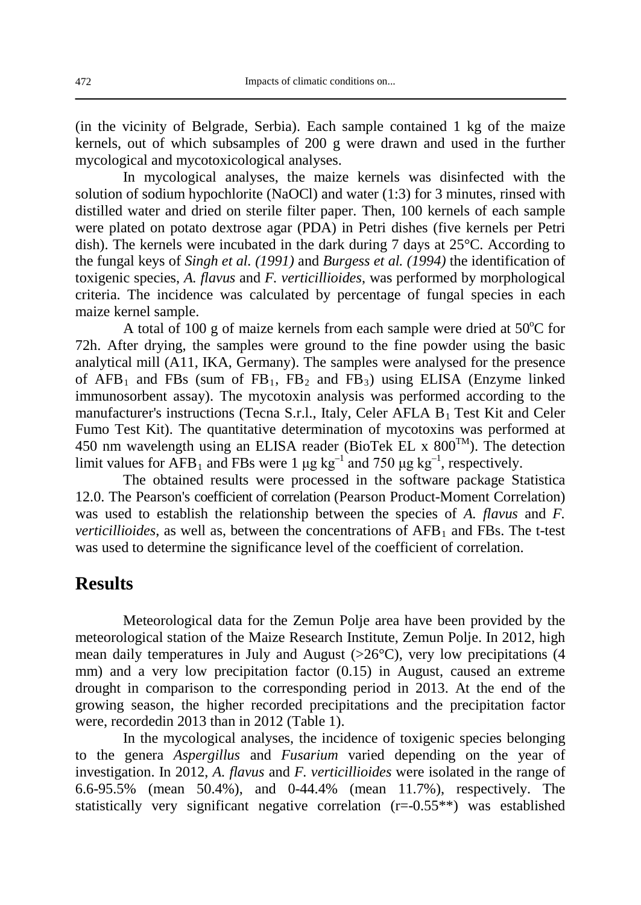(in the vicinity of Belgrade, Serbia). Each sample contained 1 kg of the maize kernels, out of which subsamples of 200 g were drawn and used in the further mycological and mycotoxicological analyses.

In mycological analyses, the maize kernels was disinfected with the solution of sodium hypochlorite (NaOCl) and water (1:3) for 3 minutes, rinsed with distilled water and dried on sterile filter paper. Then, 100 kernels of each sample were plated on potato dextrose agar (PDA) in Petri dishes (five kernels per Petri dish). The kernels were incubated in the dark during 7 days at 25°C. According to the fungal keys of *Singh et al. (1991)* and *Burgess et al. (1994)* the identification of toxigenic species, *A. flavus* and *F. verticillioides*, was performed by morphological criteria. The incidence was calculated by percentage of fungal species in each maize kernel sample.

A total of 100 g of maize kernels from each sample were dried at 50°C for 72h. After drying, the samples were ground to the fine powder using the basic analytical mill (A11, IKA, Germany). The samples were analysed for the presence of $AFB_1$ and FBs (sum of $FB_1$, $FB_2$ and $FB_3$) using ELISA (Enzyme linked immunosorbent assay). The mycotoxin analysis was performed according to the manufacturer's instructions (Tecna S.r.l., Italy, Celer AFLA $B_1$ Test Kit and Celer Fumo Test Kit). The quantitative determination of mycotoxins was performed at 450 nm wavelength using an ELISA reader (BioTek EL x 800™). The detection limit values for $AFB_1$ and FBs were 1 μg $kg^{-1}$ and 750 μg $kg^{-1}$, respectively.

The obtained results were processed in the software package Statistica 12.0. The Pearson's coefficient of correlation (Pearson Product-Moment Correlation) was used to establish the relationship between the species of *A. flavus* and *F. verticillioides*, as well as, between the concentrations of $AFB_1$ and FBs. The t-test was used to determine the significance level of the coefficient of correlation.

## Results

Meteorological data for the Zemun Polje area have been provided by the meteorological station of the Maize Research Institute, Zemun Polje. In 2012, high mean daily temperatures in July and August (>26°C), very low precipitations (4 mm) and a very low precipitation factor (0.15) in August, caused an extreme drought in comparison to the corresponding period in 2013. At the end of the growing season, the higher recorded precipitations and the precipitation factor were, recordedin 2013 than in 2012 (Table 1).

In the mycological analyses, the incidence of toxigenic species belonging to the genera *Aspergillus* and *Fusarium* varied depending on the year of investigation. In 2012, *A. flavus* and *F. verticillioides* were isolated in the range of 6.6-95.5% (mean 50.4%), and 0-44.4% (mean 11.7%), respectively. The statistically very significant negative correlation (r=-0.55**) was established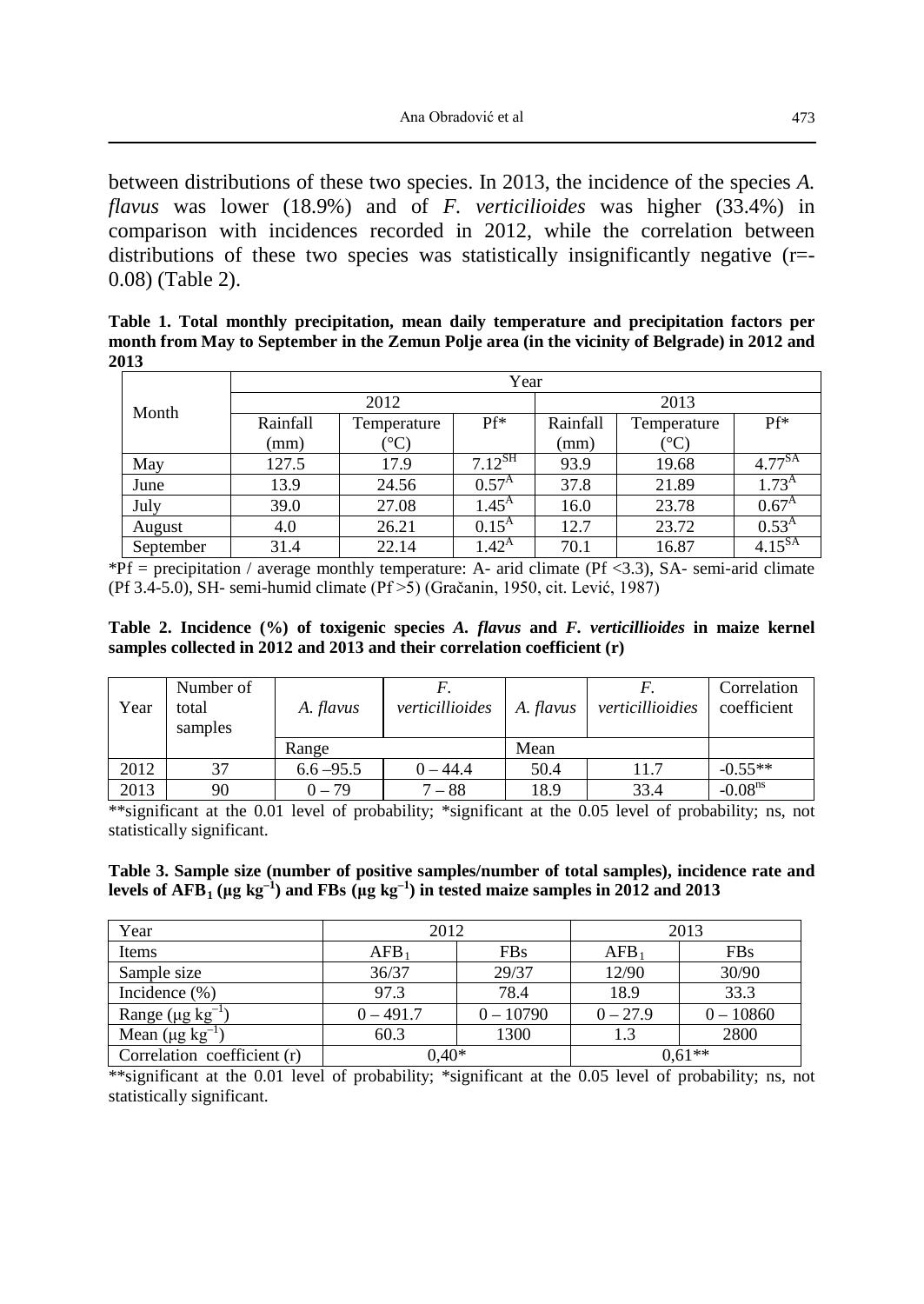between distributions of these two species. In 2013, the incidence of the species *A. flavus* was lower (18.9%) and of *F. verticilioides* was higher (33.4%) in comparison with incidences recorded in 2012, while the correlation between distributions of these two species was statistically insignificantly negative (r=-0.08) (Table 2).

**Table 1. Total monthly precipitation, mean daily temperature and precipitation factors per month from May to September in the Zemun Polje area (in the vicinity of Belgrade) in 2012 and 2013**

| Month | Year | | | | | |
|---|---|---|---|---|---|---|
| | 2012 | | | 2013 | | |
| | Rainfall (mm) | Temperature (°C) | Pf* | Rainfall (mm) | Temperature (°C) | Pf* |
| May | 127.5 | 17.9 | $7.12^{SH}$ | 93.9 | 19.68 | $4.77^{SA}$ |
| June | 13.9 | 24.56 | $0.57^{A}$ | 37.8 | 21.89 | $1.73^{A}$ |
| July | 39.0 | 27.08 | $1.45^{A}$ | 16.0 | 23.78 | $0.67^{A}$ |
| August | 4.0 | 26.21 | $0.15^{A}$ | 12.7 | 23.72 | $0.53^{A}$ |
| September | 31.4 | 22.14 | $1.42^{A}$ | 70.1 | 16.87 | $4.15^{SA}$ |

*Pf = precipitation / average monthly temperature: A- arid climate (Pf <3.3), SA- semi-arid climate (Pf 3.4-5.0), SH- semi-humid climate (Pf >5) (Gračanin, 1950, cit. Lević, 1987)

**Table 2. Incidence (%) of toxigenic species *A. flavus* and *F. verticillioides* in maize kernel samples collected in 2012 and 2013 and their correlation coefficient (r)**

| Year | Number of total samples | *A. flavus* | *F. verticillioides* | *A. flavus* | *F. verticillioidies* | Correlation coefficient |
|---|---|---|---|---|---|---|
| | | Range | | Mean | | |
| 2012 | 37 | 6.6 –95.5 | 0 – 44.4 | 50.4 | 11.7 | -0.55** |
| 2013 | 90 | 0 – 79 | 7 – 88 | 18.9 | 33.4 | $-0.08^{ns}$ |

**significant at the 0.01 level of probability; *significant at the 0.05 level of probability; ns, not statistically significant.

**Table 3. Sample size (number of positive samples/number of total samples), incidence rate and levels of $AFB_1$ (μg $kg^{-1}$) and FBs (μg $kg^{-1}$) in tested maize samples in 2012 and 2013**

| Year | 2012 | | 2013 | |
|---|---|---|---|---|
| Items | $AFB_1$ | FBs | $AFB_1$ | FBs |
| Sample size | 36/37 | 29/37 | 12/90 | 30/90 |
| Incidence (%) | 97.3 | 78.4 | 18.9 | 33.3 |
| Range (μg $kg^{-1}$) | 0 – 491.7 | 0 – 10790 | 0 – 27.9 | 0 – 10860 |
| Mean (μg $kg^{-1}$) | 60.3 | 1300 | 1.3 | 2800 |
| Correlation coefficient (r) | 0,40* | | 0,61** | |

**significant at the 0.01 level of probability; *significant at the 0.05 level of probability; ns, not statistically significant.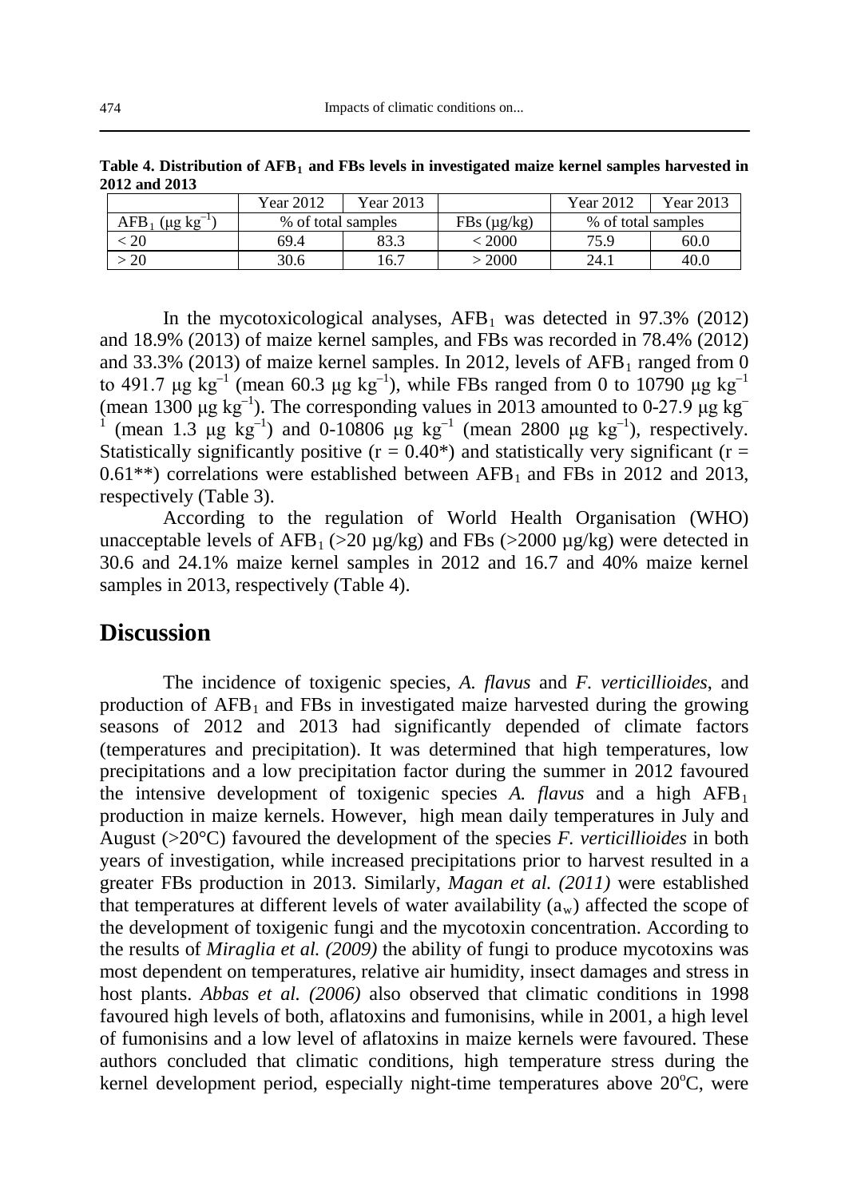**Table 4. Distribution of $AFB_1$ and FBs levels in investigated maize kernel samples harvested in 2012 and 2013**

| | Year 2012 | Year 2013 | | Year 2012 | Year 2013 |
|---|---|---|---|---|---|
| $AFB_1$ ($\mu g\ kg^{-1}$) | % of total samples | | FBs ($\mu g/kg$) | % of total samples | |
| < 20 | 69.4 | 83.3 | < 2000 | 75.9 | 60.0 |
| > 20 | 30.6 | 16.7 | > 2000 | 24.1 | 40.0 |

In the mycotoxicological analyses, $AFB_1$ was detected in 97.3% (2012) and 18.9% (2013) of maize kernel samples, and FBs was recorded in 78.4% (2012) and 33.3% (2013) of maize kernel samples. In 2012, levels of $AFB_1$ ranged from 0 to 491.7 $\mu g\ kg^{-1}$ (mean 60.3 $\mu g\ kg^{-1}$), while FBs ranged from 0 to 10790 $\mu g\ kg^{-1}$ (mean 1300 $\mu g\ kg^{-1}$). The corresponding values in 2013 amounted to 0-27.9 $\mu g\ kg^{-1}$ (mean 1.3 $\mu g\ kg^{-1}$) and 0-10806 $\mu g\ kg^{-1}$ (mean 2800 $\mu g\ kg^{-1}$), respectively. Statistically significantly positive ($r = 0.40^{*}$) and statistically very significant ($r = 0.61^{**}$) correlations were established between $AFB_1$ and FBs in 2012 and 2013, respectively (Table 3).

According to the regulation of World Health Organisation (WHO) unacceptable levels of $AFB_1$ (>20 µg/kg) and FBs (>2000 µg/kg) were detected in 30.6 and 24.1% maize kernel samples in 2012 and 16.7 and 40% maize kernel samples in 2013, respectively (Table 4).

## Discussion

The incidence of toxigenic species, *A. flavus* and *F. verticillioides*, and production of $AFB_1$ and FBs in investigated maize harvested during the growing seasons of 2012 and 2013 had significantly depended of climate factors (temperatures and precipitation). It was determined that high temperatures, low precipitations and a low precipitation factor during the summer in 2012 favoured the intensive development of toxigenic species *A. flavus* and a high $AFB_1$ production in maize kernels. However, high mean daily temperatures in July and August (>20°C) favoured the development of the species *F. verticillioides* in both years of investigation, while increased precipitations prior to harvest resulted in a greater FBs production in 2013. Similarly, *Magan et al. (2011)* were established that temperatures at different levels of water availability ($a_w$) affected the scope of the development of toxigenic fungi and the mycotoxin concentration. According to the results of *Miraglia et al. (2009)* the ability of fungi to produce mycotoxins was most dependent on temperatures, relative air humidity, insect damages and stress in host plants. *Abbas et al. (2006)* also observed that climatic conditions in 1998 favoured high levels of both, aflatoxins and fumonisins, while in 2001, a high level of fumonisins and a low level of aflatoxins in maize kernels were favoured. These authors concluded that climatic conditions, high temperature stress during the kernel development period, especially night-time temperatures above 20°C, were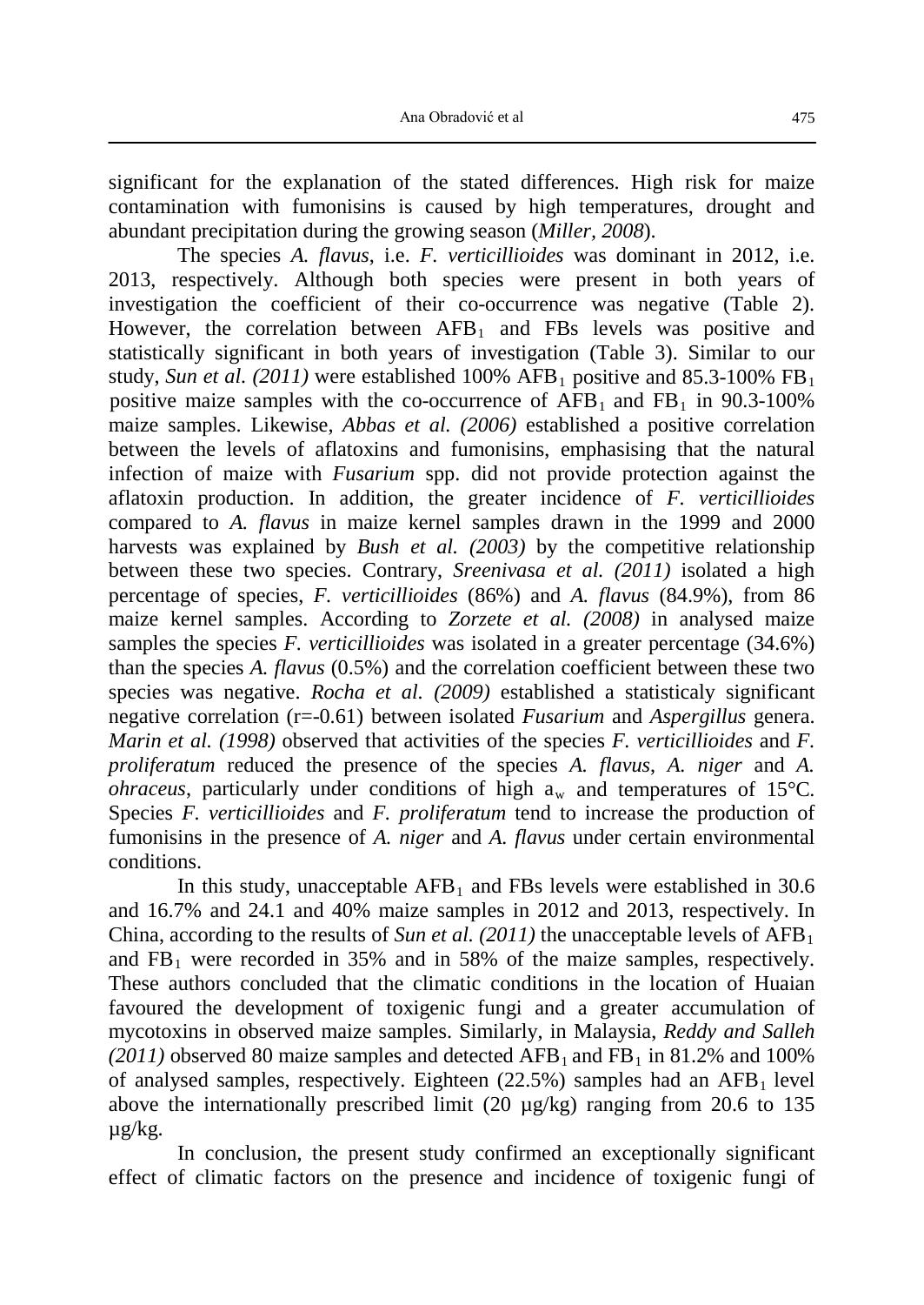significant for the explanation of the stated differences. High risk for maize contamination with fumonisins is caused by high temperatures, drought and abundant precipitation during the growing season (*Miller, 2008*).

The species *A. flavus*, i.e. *F. verticillioides* was dominant in 2012, i.e. 2013, respectively. Although both species were present in both years of investigation the coefficient of their co-occurrence was negative (Table 2). However, the correlation between $AFB_1$ and FBs levels was positive and statistically significant in both years of investigation (Table 3). Similar to our study, *Sun et al. (2011)* were established 100% $AFB_1$ positive and 85.3-100% $FB_1$ positive maize samples with the co-occurrence of $AFB_1$ and $FB_1$ in 90.3-100% maize samples. Likewise, *Abbas et al. (2006)* established a positive correlation between the levels of aflatoxins and fumonisins, emphasising that the natural infection of maize with *Fusarium* spp. did not provide protection against the aflatoxin production. In addition, the greater incidence of *F. verticillioides* compared to *A. flavus* in maize kernel samples drawn in the 1999 and 2000 harvests was explained by *Bush et al. (2003)* by the competitive relationship between these two species. Contrary, *Sreenivasa et al. (2011)* isolated a high percentage of species, *F. verticillioides* (86%) and *A. flavus* (84.9%), from 86 maize kernel samples. According to *Zorzete et al. (2008)* in analysed maize samples the species *F. verticillioides* was isolated in a greater percentage (34.6%) than the species *A. flavus* (0.5%) and the correlation coefficient between these two species was negative. *Rocha et al. (2009)* established a statisticaly significant negative correlation (r=-0.61) between isolated *Fusarium* and *Aspergillus* genera. *Marin et al. (1998)* observed that activities of the species *F. verticillioides* and *F. proliferatum* reduced the presence of the species *A. flavus*, *A. niger* and *A. ohraceus*, particularly under conditions of high $a_w$ and temperatures of 15°C. Species *F. verticillioides* and *F. proliferatum* tend to increase the production of fumonisins in the presence of *A. niger* and *A. flavus* under certain environmental conditions.

In this study, unacceptable $AFB_1$ and FBs levels were established in 30.6 and 16.7% and 24.1 and 40% maize samples in 2012 and 2013, respectively. In China, according to the results of *Sun et al. (2011)* the unacceptable levels of $AFB_1$ and $FB_1$ were recorded in 35% and in 58% of the maize samples, respectively. These authors concluded that the climatic conditions in the location of Huaian favoured the development of toxigenic fungi and a greater accumulation of mycotoxins in observed maize samples. Similarly, in Malaysia, *Reddy and Salleh (2011)* observed 80 maize samples and detected $AFB_1$ and $FB_1$ in 81.2% and 100% of analysed samples, respectively. Eighteen (22.5%) samples had an $AFB_1$ level above the internationally prescribed limit (20 µg/kg) ranging from 20.6 to 135 µg/kg.

In conclusion, the present study confirmed an exceptionally significant effect of climatic factors on the presence and incidence of toxigenic fungi of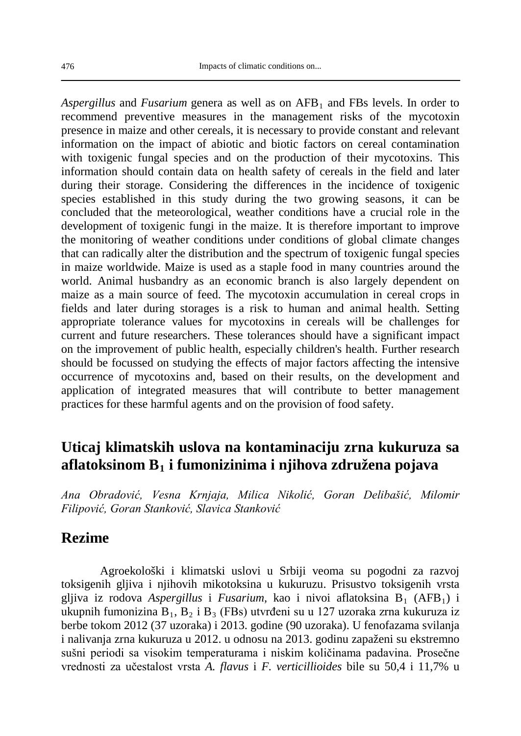*Aspergillus* and *Fusarium* genera as well as on $AFB_1$ and FBs levels. In order to recommend preventive measures in the management risks of the mycotoxin presence in maize and other cereals, it is necessary to provide constant and relevant information on the impact of abiotic and biotic factors on cereal contamination with toxigenic fungal species and on the production of their mycotoxins. This information should contain data on health safety of cereals in the field and later during their storage. Considering the differences in the incidence of toxigenic species established in this study during the two growing seasons, it can be concluded that the meteorological, weather conditions have a crucial role in the development of toxigenic fungi in the maize. It is therefore important to improve the monitoring of weather conditions under conditions of global climate changes that can radically alter the distribution and the spectrum of toxigenic fungal species in maize worldwide. Maize is used as a staple food in many countries around the world. Animal husbandry as an economic branch is also largely dependent on maize as a main source of feed. The mycotoxin accumulation in cereal crops in fields and later during storages is a risk to human and animal health. Setting appropriate tolerance values for mycotoxins in cereals will be challenges for current and future researchers. These tolerances should have a significant impact on the improvement of public health, especially children's health. Further research should be focussed on studying the effects of major factors affecting the intensive occurrence of mycotoxins and, based on their results, on the development and application of integrated measures that will contribute to better management practices for these harmful agents and on the provision of food safety.

## Uticaj klimatskih uslova na kontaminaciju zrna kukuruza sa aflatoksinom $B_1$ i fumonizinima i njihova združena pojava

*Ana Obradović, Vesna Krnjaja, Milica Nikolić, Goran Delibašić, Milomir Filipović, Goran Stanković, Slavica Stanković*

## Rezime

Agroekološki i klimatski uslovi u Srbiji veoma su pogodni za razvoj toksigenih gljiva i njihovih mikotoksina u kukuruzu. Prisustvo toksigenih vrsta gljiva iz rodova *Aspergillus* i *Fusarium*, kao i nivoi aflatoksina $B_1$ ($AFB_1$) i ukupnih fumonizina $B_1$, $B_2$ i $B_3$ (FBs) utvrđeni su u 127 uzoraka zrna kukuruza iz berbe tokom 2012 (37 uzoraka) i 2013. godine (90 uzoraka). U fenofazama svilanja i nalivanja zrna kukuruza u 2012. u odnosu na 2013. godinu zapaženi su ekstremno sušni periodi sa visokim temperaturama i niskim količinama padavina. Prosečne vrednosti za učestalost vrsta *A. flavus* i *F. verticillioides* bile su 50,4 i 11,7% u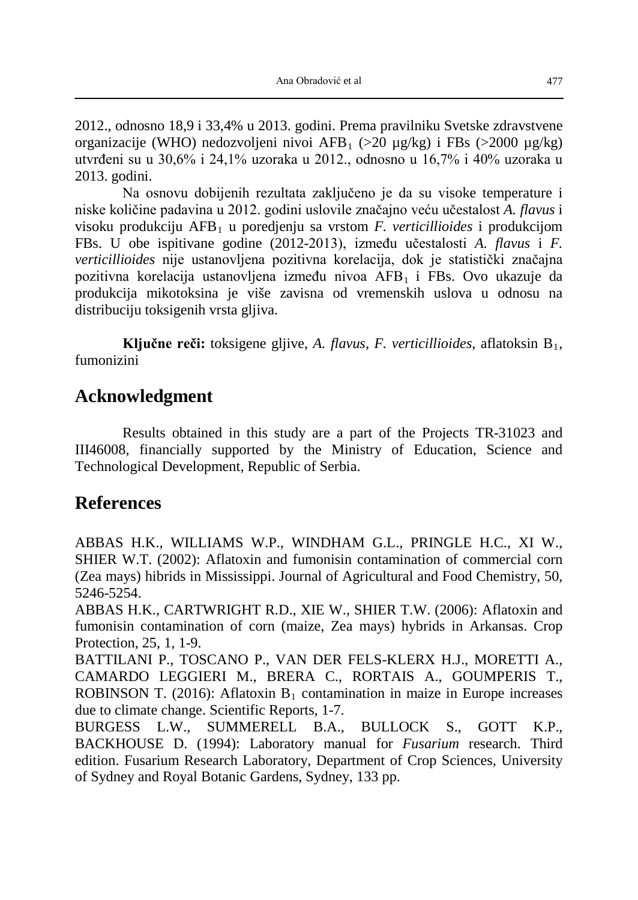2012., odnosno 18,9 i 33,4% u 2013. godini. Prema pravilniku Svetske zdravstvene organizacije (WHO) nedozvoljeni nivoi $AFB_1$ (>20 µg/kg) i FBs (>2000 µg/kg) utvrđeni su u 30,6% i 24,1% uzoraka u 2012., odnosno u 16,7% i 40% uzoraka u 2013. godini.

Na osnovu dobijenih rezultata zaključeno je da su visoke temperature i niske količine padavina u 2012. godini uslovile značajno veću učestalost *A. flavus* i visoku produkciju $AFB_1$ u poredjenju sa vrstom *F. verticillioides* i produkcijom FBs. U obe ispitivane godine (2012-2013), između učestalosti *A. flavus* i *F. verticillioides* nije ustanovljena pozitivna korelacija, dok je statistički značajna pozitivna korelacija ustanovljena između nivoa $AFB_1$ i FBs. Ovo ukazuje da produkcija mikotoksina je više zavisna od vremenskih uslova u odnosu na distribuciju toksigenih vrsta gljiva.

**Ključne reči:** toksigene gljive, *A. flavus*, *F. verticillioides*, aflatoksin $B_1$, fumonizini

## Acknowledgment

Results obtained in this study are a part of the Projects TR-31023 and III46008, financially supported by the Ministry of Education, Science and Technological Development, Republic of Serbia.

## References

ABBAS H.K., WILLIAMS W.P., WINDHAM G.L., PRINGLE H.C., XI W., SHIER W.T. (2002): Aflatoxin and fumonisin contamination of commercial corn (Zea mays) hybrids in Mississippi. Journal of Agricultural and Food Chemistry, 50, 5246-5254.

ABBAS H.K., CARTWRIGHT R.D., XIE W., SHIER T.W. (2006): Aflatoxin and fumonisin contamination of corn (maize, Zea mays) hybrids in Arkansas. Crop Protection, 25, 1, 1-9.

BATTILANI P., TOSCANO P., VAN DER FELS-KLERX H.J., MORETTI A., CAMARDO LEGGIERI M., BRERA C., RORTAIS A., GOUMPERIS T., ROBINSON T. (2016): Aflatoxin $B_1$ contamination in maize in Europe increases due to climate change. Scientific Reports, 1-7.

BURGESS L.W., SUMMERELL B.A., BULLOCK S., GOTT K.P., BACKHOUSE D. (1994): Laboratory manual for *Fusarium* research. Third edition. Fusarium Research Laboratory, Department of Crop Sciences, University of Sydney and Royal Botanic Gardens, Sydney, 133 pp.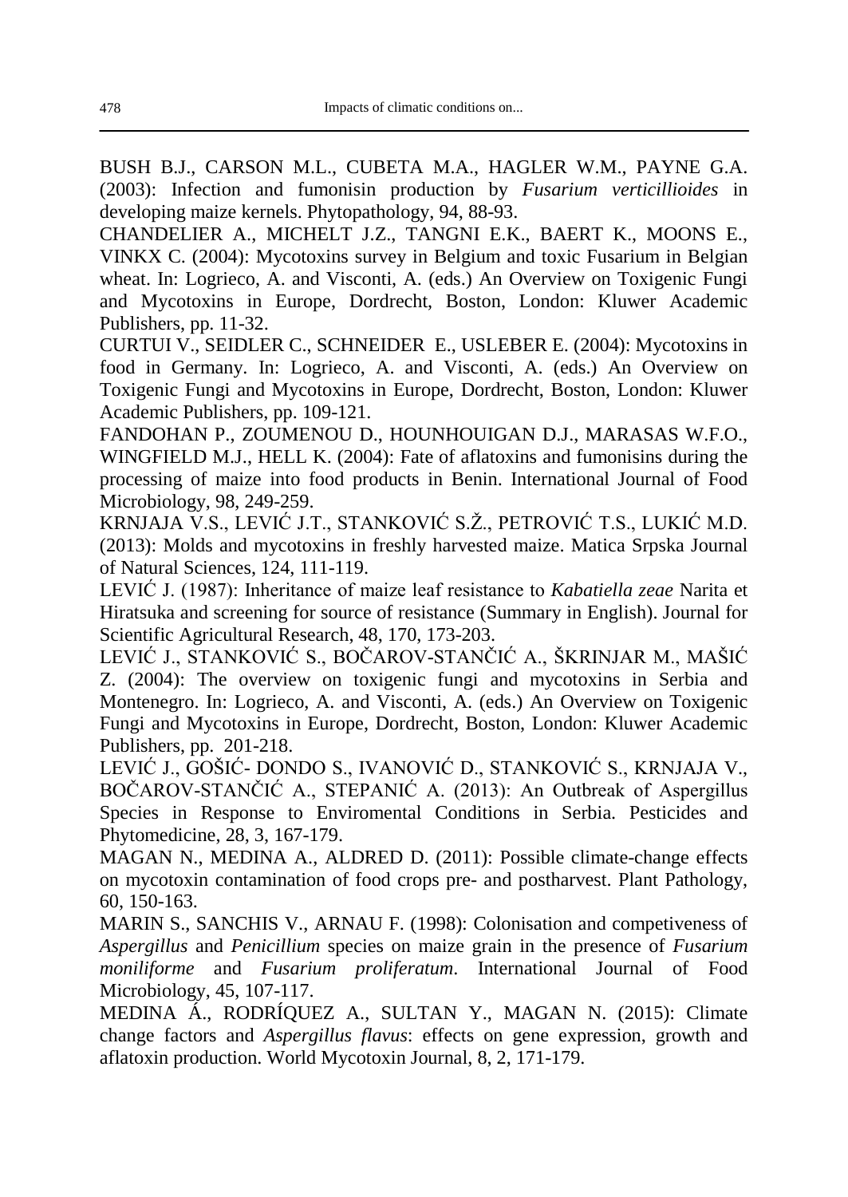BUSH B.J., CARSON M.L., CUBETA M.A., HAGLER W.M., PAYNE G.A. (2003): Infection and fumonisin production by *Fusarium verticillioides* in developing maize kernels. Phytopathology, 94, 88-93.

CHANDELIER A., MICHELT J.Z., TANGNI E.K., BAERT K., MOONS E., VINKX C. (2004): Mycotoxins survey in Belgium and toxic Fusarium in Belgian wheat. In: Logrieco, A. and Visconti, A. (eds.) An Overview on Toxigenic Fungi and Mycotoxins in Europe, Dordrecht, Boston, London: Kluwer Academic Publishers, pp. 11-32.

CURTUI V., SEIDLER C., SCHNEIDER E., USLEBER E. (2004): Mycotoxins in food in Germany. In: Logrieco, A. and Visconti, A. (eds.) An Overview on Toxigenic Fungi and Mycotoxins in Europe, Dordrecht, Boston, London: Kluwer Academic Publishers, pp. 109-121.

FANDOHAN P., ZOUMENOU D., HOUNHOUIGAN D.J., MARASAS W.F.O., WINGFIELD M.J., HELL K. (2004): Fate of aflatoxins and fumonisins during the processing of maize into food products in Benin. International Journal of Food Microbiology, 98, 249-259.

KRNJAJA V.S., LEVIĆ J.T., STANKOVIĆ S.Ž., PETROVIĆ T.S., LUKIĆ M.D. (2013): Molds and mycotoxins in freshly harvested maize. Matica Srpska Journal of Natural Sciences, 124, 111-119.

LEVIĆ J. (1987): Inheritance of maize leaf resistance to *Kabatiella zeae* Narita et Hiratsuka and screening for source of resistance (Summary in English). Journal for Scientific Agricultural Research, 48, 170, 173-203.

LEVIĆ J., STANKOVIĆ S., BOČAROV-STANČIĆ A., ŠKRINJAR M., MAŠIĆ Z. (2004): The overview on toxigenic fungi and mycotoxins in Serbia and Montenegro. In: Logrieco, A. and Visconti, A. (eds.) An Overview on Toxigenic Fungi and Mycotoxins in Europe, Dordrecht, Boston, London: Kluwer Academic Publishers, pp. 201-218.

LEVIĆ J., GOŠIĆ- DONDO S., IVANOVIĆ D., STANKOVIĆ S., KRNJAJA V., BOČAROV-STANČIĆ A., STEPANIĆ A. (2013): An Outbreak of Aspergillus Species in Response to Enviromental Conditions in Serbia. Pesticides and Phytomedicine, 28, 3, 167-179.

MAGAN N., MEDINA A., ALDRED D. (2011): Possible climate-change effects on mycotoxin contamination of food crops pre- and postharvest. Plant Pathology, 60, 150-163.

MARIN S., SANCHIS V., ARNAU F. (1998): Colonisation and competiveness of *Aspergillus* and *Penicillium* species on maize grain in the presence of *Fusarium moniliforme* and *Fusarium proliferatum*. International Journal of Food Microbiology, 45, 107-117.

MEDINA Á., RODRÍQUEZ A., SULTAN Y., MAGAN N. (2015): Climate change factors and *Aspergillus flavus*: effects on gene expression, growth and aflatoxin production. World Mycotoxin Journal, 8, 2, 171-179.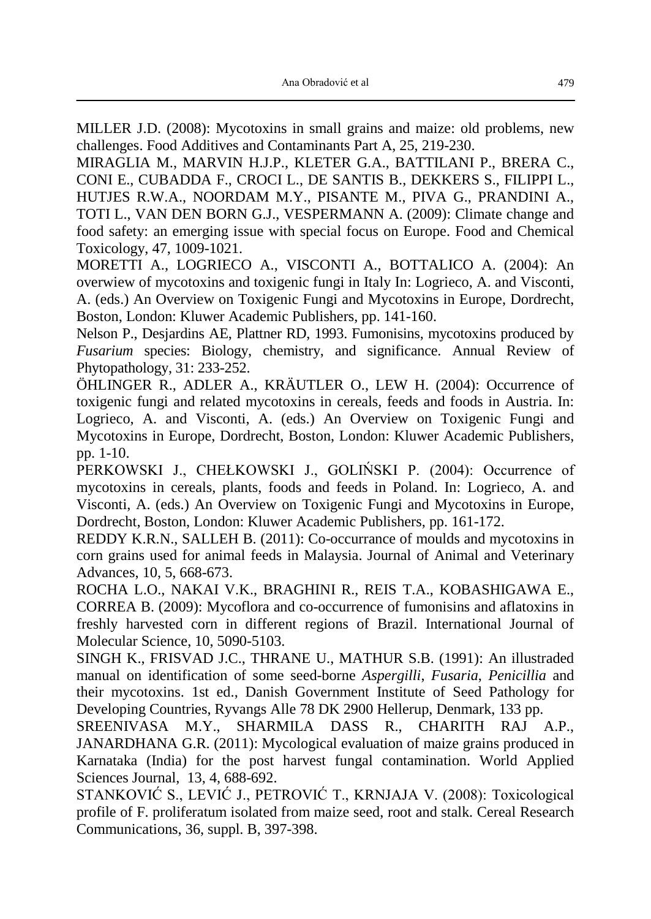MILLER J.D. (2008): Mycotoxins in small grains and maize: old problems, new challenges. Food Additives and Contaminants Part A, 25, 219-230.

MIRAGLIA M., MARVIN H.J.P., KLETER G.A., BATTILANI P., BRERA C., CONI E., CUBADDA F., CROCI L., DE SANTIS B., DEKKERS S., FILIPPI L., HUTJES R.W.A., NOORDAM M.Y., PISANTE M., PIVA G., PRANDINI A., TOTI L., VAN DEN BORN G.J., VESPERMANN A. (2009): Climate change and food safety: an emerging issue with special focus on Europe. Food and Chemical Toxicology, 47, 1009-1021.

MORETTI A., LOGRIECO A., VISCONTI A., BOTTALICO A. (2004): An overwiew of mycotoxins and toxigenic fungi in Italy In: Logrieco, A. and Visconti, A. (eds.) An Overview on Toxigenic Fungi and Mycotoxins in Europe, Dordrecht, Boston, London: Kluwer Academic Publishers, pp. 141-160.

Nelson P., Desjardins AE, Plattner RD, 1993. Fumonisins, mycotoxins produced by *Fusarium* species: Biology, chemistry, and significance. Annual Review of Phytopathology, 31: 233-252.

ÖHLINGER R., ADLER A., KRÄUTLER O., LEW H. (2004): Occurrence of toxigenic fungi and related mycotoxins in cereals, feeds and foods in Austria. In: Logrieco, A. and Visconti, A. (eds.) An Overview on Toxigenic Fungi and Mycotoxins in Europe, Dordrecht, Boston, London: Kluwer Academic Publishers, pp. 1-10.

PERKOWSKI J., CHEŁKOWSKI J., GOLIŃSKI P. (2004): Occurrence of mycotoxins in cereals, plants, foods and feeds in Poland. In: Logrieco, A. and Visconti, A. (eds.) An Overview on Toxigenic Fungi and Mycotoxins in Europe, Dordrecht, Boston, London: Kluwer Academic Publishers, pp. 161-172.

REDDY K.R.N., SALLEH B. (2011): Co-occurrance of moulds and mycotoxins in corn grains used for animal feeds in Malaysia. Journal of Animal and Veterinary Advances, 10, 5, 668-673.

ROCHA L.O., NAKAI V.K., BRAGHINI R., REIS T.A., KOBASHIGAWA E., CORREA B. (2009): Mycoflora and co-occurrence of fumonisins and aflatoxins in freshly harvested corn in different regions of Brazil. International Journal of Molecular Science, 10, 5090-5103.

SINGH K., FRISVAD J.C., THRANE U., MATHUR S.B. (1991): An illustraded manual on identification of some seed-borne *Aspergilli*, *Fusaria*, *Penicillia* and their mycotoxins. 1st ed., Danish Government Institute of Seed Pathology for Developing Countries, Ryvangs Alle 78 DK 2900 Hellerup, Denmark, 133 pp.

SREENIVASA M.Y., SHARMILA DASS R., CHARITH RAJ A.P., JANARDHANA G.R. (2011): Mycological evaluation of maize grains produced in Karnataka (India) for the post harvest fungal contamination. World Applied Sciences Journal, 13, 4, 688-692.

STANKOVIĆ S., LEVIĆ J., PETROVIĆ T., KRNJAJA V. (2008): Toxicological profile of F. proliferatum isolated from maize seed, root and stalk. Cereal Research Communications, 36, suppl. B, 397-398.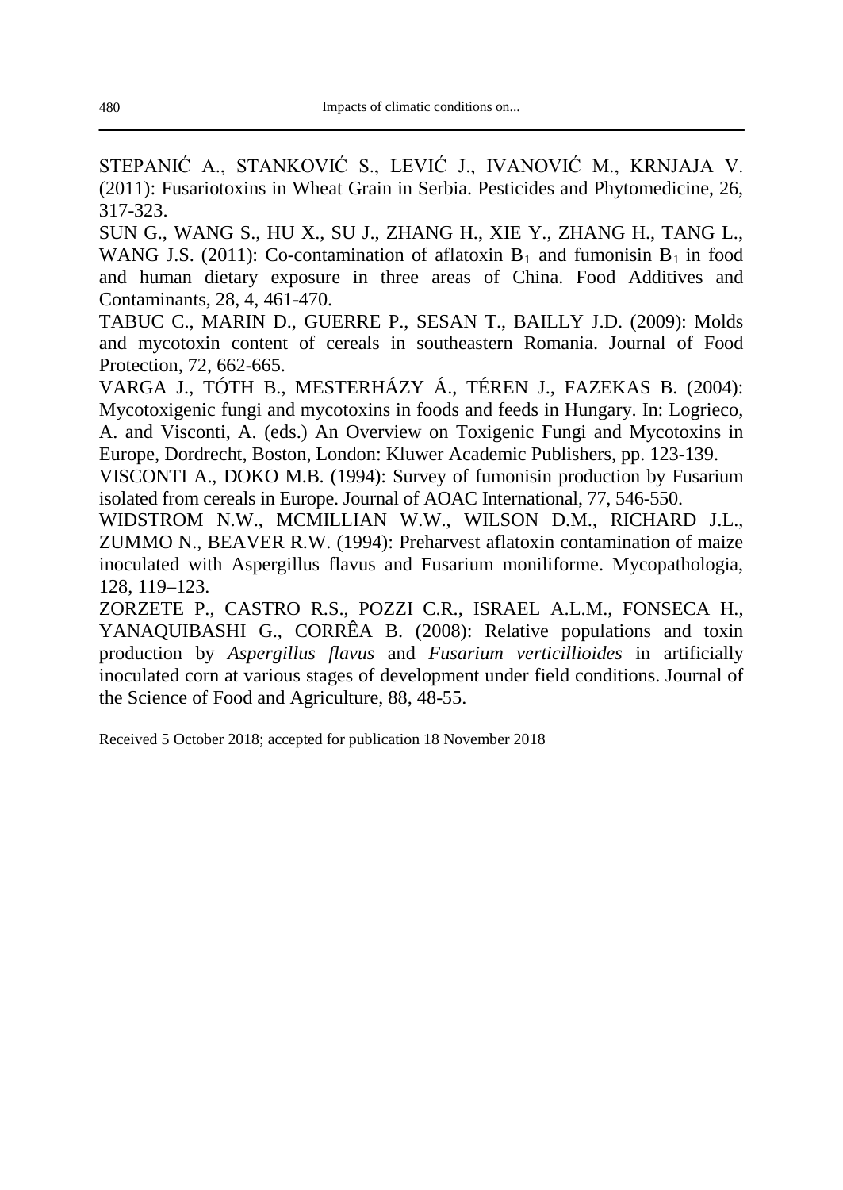STEPANIĆ A., STANKOVIĆ S., LEVIĆ J., IVANOVIĆ M., KRNJAJA V. (2011): Fusariotoxins in Wheat Grain in Serbia. Pesticides and Phytomedicine, 26, 317-323.

SUN G., WANG S., HU X., SU J., ZHANG H., XIE Y., ZHANG H., TANG L., WANG J.S. (2011): Co-contamination of aflatoxin $B_1$ and fumonisin $B_1$ in food and human dietary exposure in three areas of China. Food Additives and Contaminants, 28, 4, 461-470.

TABUC C., MARIN D., GUERRE P., SESAN T., BAILLY J.D. (2009): Molds and mycotoxin content of cereals in southeastern Romania. Journal of Food Protection, 72, 662-665.

VARGA J., TÓTH B., MESTERHÁZY Á., TÉREN J., FAZEKAS B. (2004): Mycotoxigenic fungi and mycotoxins in foods and feeds in Hungary. In: Logrieco, A. and Visconti, A. (eds.) An Overview on Toxigenic Fungi and Mycotoxins in Europe, Dordrecht, Boston, London: Kluwer Academic Publishers, pp. 123-139.

VISCONTI A., DOKO M.B. (1994): Survey of fumonisin production by Fusarium isolated from cereals in Europe. Journal of AOAC International, 77, 546-550.

WIDSTROM N.W., MCMILLIAN W.W., WILSON D.M., RICHARD J.L., ZUMMO N., BEAVER R.W. (1994): Preharvest aflatoxin contamination of maize inoculated with Aspergillus flavus and Fusarium moniliforme. Mycopathologia, 128, 119–123.

ZORZETE P., CASTRO R.S., POZZI C.R., ISRAEL A.L.M., FONSECA H., YANAQUIBASHI G., CORRÊA B. (2008): Relative populations and toxin production by *Aspergillus flavus* and *Fusarium verticillioides* in artificially inoculated corn at various stages of development under field conditions. Journal of the Science of Food and Agriculture, 88, 48-55.

Received 5 October 2018; accepted for publication 18 November 2018